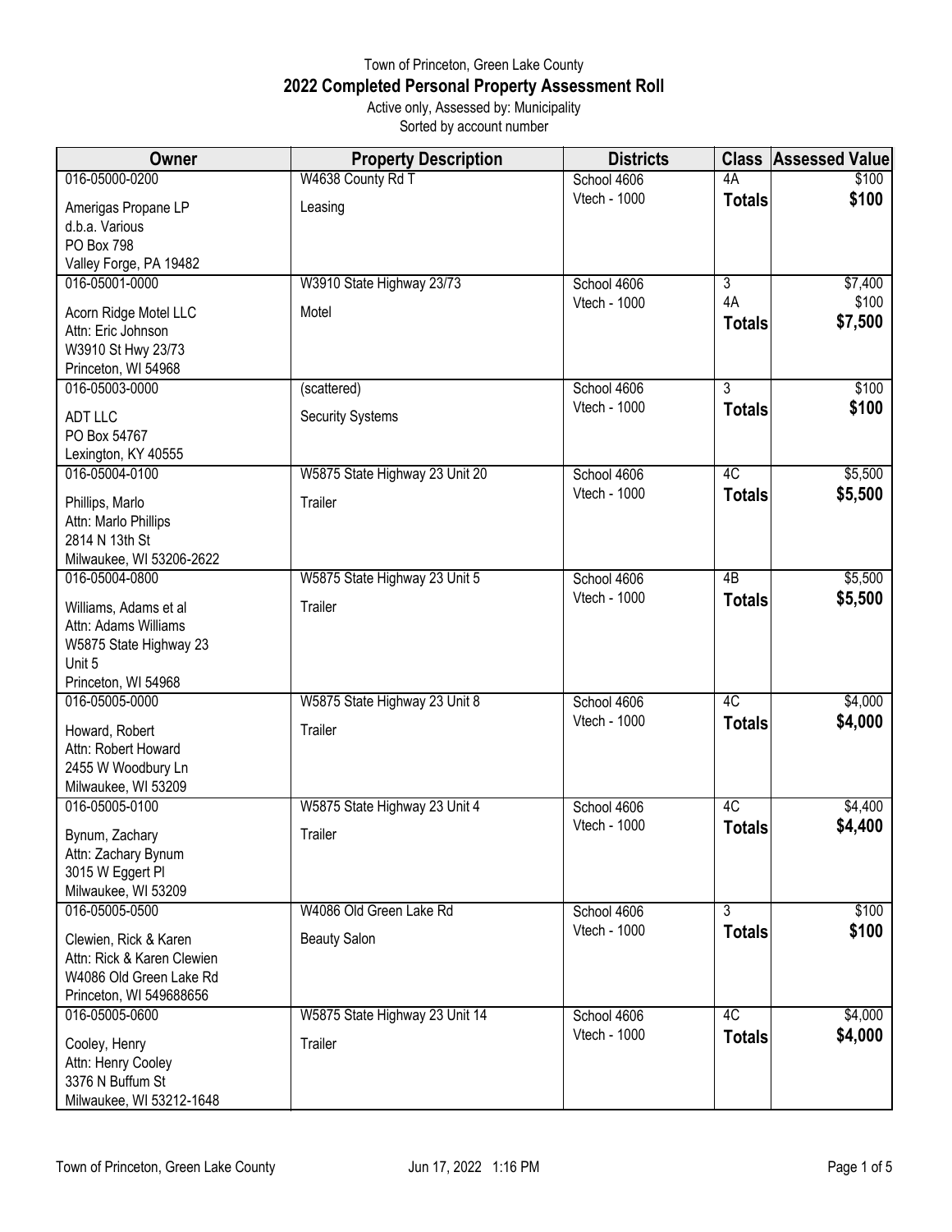Town of Princeton, Green Lake County

## 2022 Completed Personal Property Assessment Roll

Active only, Assessed by: Municipality

Sorted by account number

| Owner | Property Description | Districts | Class | Assessed Value |
|---|---|---|---|---|
| 016-05000-0200<br>Amerigas Propane LP<br>d.b.a. Various<br>PO Box 798<br>Valley Forge, PA 19482 | W4638 County Rd T<br>Leasing | School 4606<br>Vtech - 1000 | 4A<br>**Totals** | $100<br>**$100** |
| 016-05001-0000<br>Acorn Ridge Motel LLC<br>Attn: Eric Johnson<br>W3910 St Hwy 23/73<br>Princeton, WI 54968 | W3910 State Highway 23/73<br>Motel | School 4606<br>Vtech - 1000 | 3<br>4A<br>**Totals** | $7,400<br>$100<br>**$7,500** |
| 016-05003-0000<br>ADT LLC<br>PO Box 54767<br>Lexington, KY 40555 | (scattered)<br>Security Systems | School 4606<br>Vtech - 1000 | 3<br>**Totals** | $100<br>**$100** |
| 016-05004-0100<br>Phillips, Marlo<br>Attn: Marlo Phillips<br>2814 N 13th St<br>Milwaukee, WI 53206-2622 | W5875 State Highway 23 Unit 20<br>Trailer | School 4606<br>Vtech - 1000 | 4C<br>**Totals** | $5,500<br>**$5,500** |
| 016-05004-0800<br>Williams, Adams et al<br>Attn: Adams Williams<br>W5875 State Highway 23<br>Unit 5<br>Princeton, WI 54968 | W5875 State Highway 23 Unit 5<br>Trailer | School 4606<br>Vtech - 1000 | 4B<br>**Totals** | $5,500<br>**$5,500** |
| 016-05005-0000<br>Howard, Robert<br>Attn: Robert Howard<br>2455 W Woodbury Ln<br>Milwaukee, WI 53209 | W5875 State Highway 23 Unit 8<br>Trailer | School 4606<br>Vtech - 1000 | 4C<br>**Totals** | $4,000<br>**$4,000** |
| 016-05005-0100<br>Bynum, Zachary<br>Attn: Zachary Bynum<br>3015 W Eggert Pl<br>Milwaukee, WI 53209 | W5875 State Highway 23 Unit 4<br>Trailer | School 4606<br>Vtech - 1000 | 4C<br>**Totals** | $4,400<br>**$4,400** |
| 016-05005-0500<br>Clewien, Rick & Karen<br>Attn: Rick & Karen Clewien<br>W4086 Old Green Lake Rd<br>Princeton, WI 549688656 | W4086 Old Green Lake Rd<br>Beauty Salon | School 4606<br>Vtech - 1000 | 3<br>**Totals** | $100<br>**$100** |
| 016-05005-0600<br>Cooley, Henry<br>Attn: Henry Cooley<br>3376 N Buffum St<br>Milwaukee, WI 53212-1648 | W5875 State Highway 23 Unit 14<br>Trailer | School 4606<br>Vtech - 1000 | 4C<br>**Totals** | $4,000<br>**$4,000** |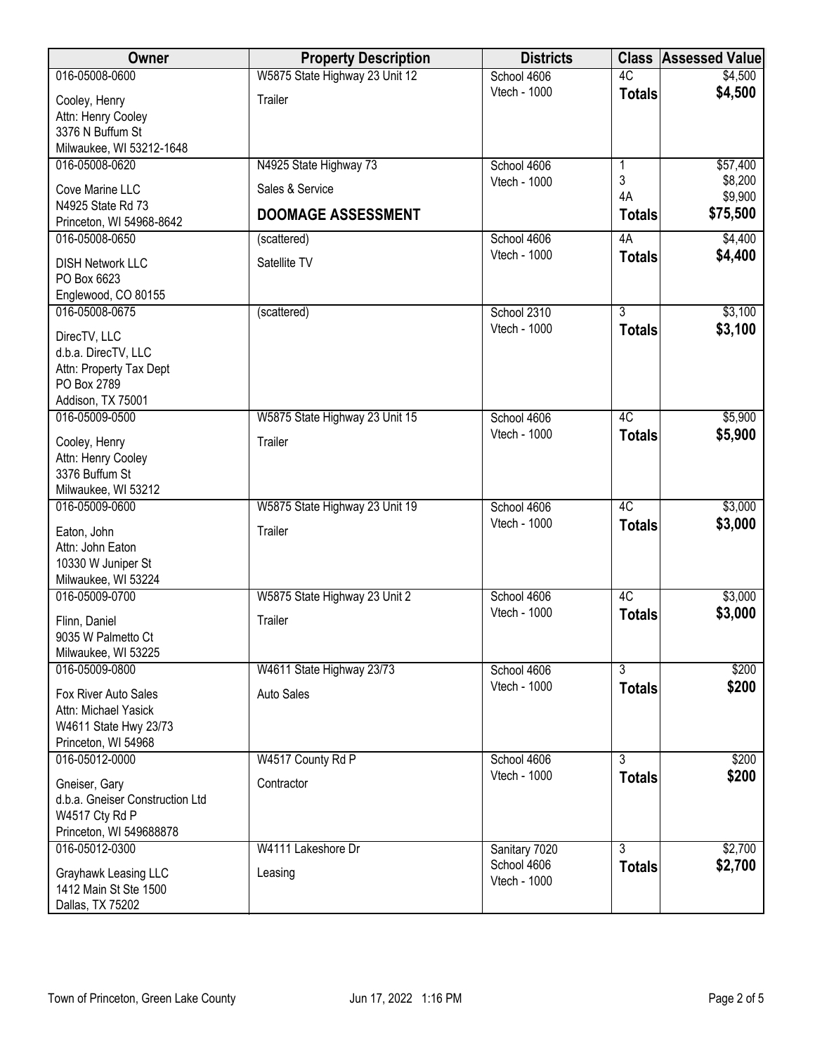| Owner | Property Description | Districts | Class | Assessed Value |
|---|---|---|---|---|
| 016-05008-0600<br>Cooley, Henry<br>Attn: Henry Cooley<br>3376 N Buffum St<br>Milwaukee, WI 53212-1648 | W5875 State Highway 23 Unit 12<br>Trailer | School 4606<br>Vtech - 1000 | 4C<br>**Totals** | $4,500<br>**$4,500** |
| 016-05008-0620<br>Cove Marine LLC<br>N4925 State Rd 73<br>Princeton, WI 54968-8642 | N4925 State Highway 73<br>Sales & Service<br>**DOOMAGE ASSESSMENT** | School 4606<br>Vtech - 1000 | 1<br>3<br>4A<br>**Totals** | $57,400<br>$8,200<br>$9,900<br>**$75,500** |
| 016-05008-0650<br>DISH Network LLC<br>PO Box 6623<br>Englewood, CO 80155 | (scattered)<br>Satellite TV | School 4606<br>Vtech - 1000 | 4A<br>**Totals** | $4,400<br>**$4,400** |
| 016-05008-0675<br>DirecTV, LLC<br>d.b.a. DirecTV, LLC<br>Attn: Property Tax Dept<br>PO Box 2789<br>Addison, TX 75001 | (scattered) | School 2310<br>Vtech - 1000 | 3<br>**Totals** | $3,100<br>**$3,100** |
| 016-05009-0500<br>Cooley, Henry<br>Attn: Henry Cooley<br>3376 Buffum St<br>Milwaukee, WI 53212 | W5875 State Highway 23 Unit 15<br>Trailer | School 4606<br>Vtech - 1000 | 4C<br>**Totals** | $5,900<br>**$5,900** |
| 016-05009-0600<br>Eaton, John<br>Attn: John Eaton<br>10330 W Juniper St<br>Milwaukee, WI 53224 | W5875 State Highway 23 Unit 19<br>Trailer | School 4606<br>Vtech - 1000 | 4C<br>**Totals** | $3,000<br>**$3,000** |
| 016-05009-0700<br>Flinn, Daniel<br>9035 W Palmetto Ct<br>Milwaukee, WI 53225 | W5875 State Highway 23 Unit 2<br>Trailer | School 4606<br>Vtech - 1000 | 4C<br>**Totals** | $3,000<br>**$3,000** |
| 016-05009-0800<br>Fox River Auto Sales<br>Attn: Michael Yasick<br>W4611 State Hwy 23/73<br>Princeton, WI 54968 | W4611 State Highway 23/73<br>Auto Sales | School 4606<br>Vtech - 1000 | 3<br>**Totals** | $200<br>**$200** |
| 016-05012-0000<br>Gneiser, Gary<br>d.b.a. Gneiser Construction Ltd<br>W4517 Cty Rd P<br>Princeton, WI 549688878 | W4517 County Rd P<br>Contractor | School 4606<br>Vtech - 1000 | 3<br>**Totals** | $200<br>**$200** |
| 016-05012-0300<br>Grayhawk Leasing LLC<br>1412 Main St Ste 1500<br>Dallas, TX 75202 | W4111 Lakeshore Dr<br>Leasing | Sanitary 7020<br>School 4606<br>Vtech - 1000 | 3<br>**Totals** | $2,700<br>**$2,700** |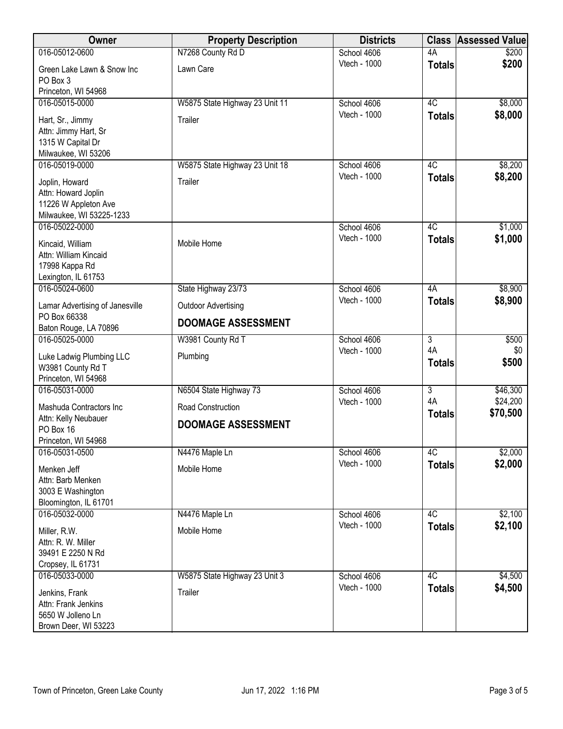| Owner | Property Description | Districts | Class | Assessed Value |
|---|---|---|---|---|
| 016-05012-0600<br>Green Lake Lawn & Snow Inc<br>PO Box 3<br>Princeton, WI 54968 | N7268 County Rd D<br>Lawn Care | School 4606<br>Vtech - 1000 | 4A<br>**Totals** | $200<br>**$200** |
| 016-05015-0000<br>Hart, Sr., Jimmy<br>Attn: Jimmy Hart, Sr<br>1315 W Capital Dr<br>Milwaukee, WI 53206 | W5875 State Highway 23 Unit 11<br>Trailer | School 4606<br>Vtech - 1000 | 4C<br>**Totals** | $8,000<br>**$8,000** |
| 016-05019-0000<br>Joplin, Howard<br>Attn: Howard Joplin<br>11226 W Appleton Ave<br>Milwaukee, WI 53225-1233 | W5875 State Highway 23 Unit 18<br>Trailer | School 4606<br>Vtech - 1000 | 4C<br>**Totals** | $8,200<br>**$8,200** |
| 016-05022-0000<br>Kincaid, William<br>Attn: William Kincaid<br>17998 Kappa Rd<br>Lexington, IL 61753 | Mobile Home | School 4606<br>Vtech - 1000 | 4C<br>**Totals** | $1,000<br>**$1,000** |
| 016-05024-0600<br>Lamar Advertising of Janesville<br>PO Box 66338<br>Baton Rouge, LA 70896 | State Highway 23/73<br>Outdoor Advertising<br>**DOOMAGE ASSESSMENT** | School 4606<br>Vtech - 1000 | 4A<br>**Totals** | $8,900<br>**$8,900** |
| 016-05025-0000<br>Luke Ladwig Plumbing LLC<br>W3981 County Rd T<br>Princeton, WI 54968 | W3981 County Rd T<br>Plumbing | School 4606<br>Vtech - 1000 | 3<br>4A<br>**Totals** | $500<br>$0<br>**$500** |
| 016-05031-0000<br>Mashuda Contractors Inc<br>Attn: Kelly Neubauer<br>PO Box 16<br>Princeton, WI 54968 | N6504 State Highway 73<br>Road Construction<br>**DOOMAGE ASSESSMENT** | School 4606<br>Vtech - 1000 | 3<br>4A<br>**Totals** | $46,300<br>$24,200<br>**$70,500** |
| 016-05031-0500<br>Menken Jeff<br>Attn: Barb Menken<br>3003 E Washington<br>Bloomington, IL 61701 | N4476 Maple Ln<br>Mobile Home | School 4606<br>Vtech - 1000 | 4C<br>**Totals** | $2,000<br>**$2,000** |
| 016-05032-0000<br>Miller, R.W.<br>Attn: R. W. Miller<br>39491 E 2250 N Rd<br>Cropsey, IL 61731 | N4476 Maple Ln<br>Mobile Home | School 4606<br>Vtech - 1000 | 4C<br>**Totals** | $2,100<br>**$2,100** |
| 016-05033-0000<br>Jenkins, Frank<br>Attn: Frank Jenkins<br>5650 W Jolleno Ln<br>Brown Deer, WI 53223 | W5875 State Highway 23 Unit 3<br>Trailer | School 4606<br>Vtech - 1000 | 4C<br>**Totals** | $4,500<br>**$4,500** |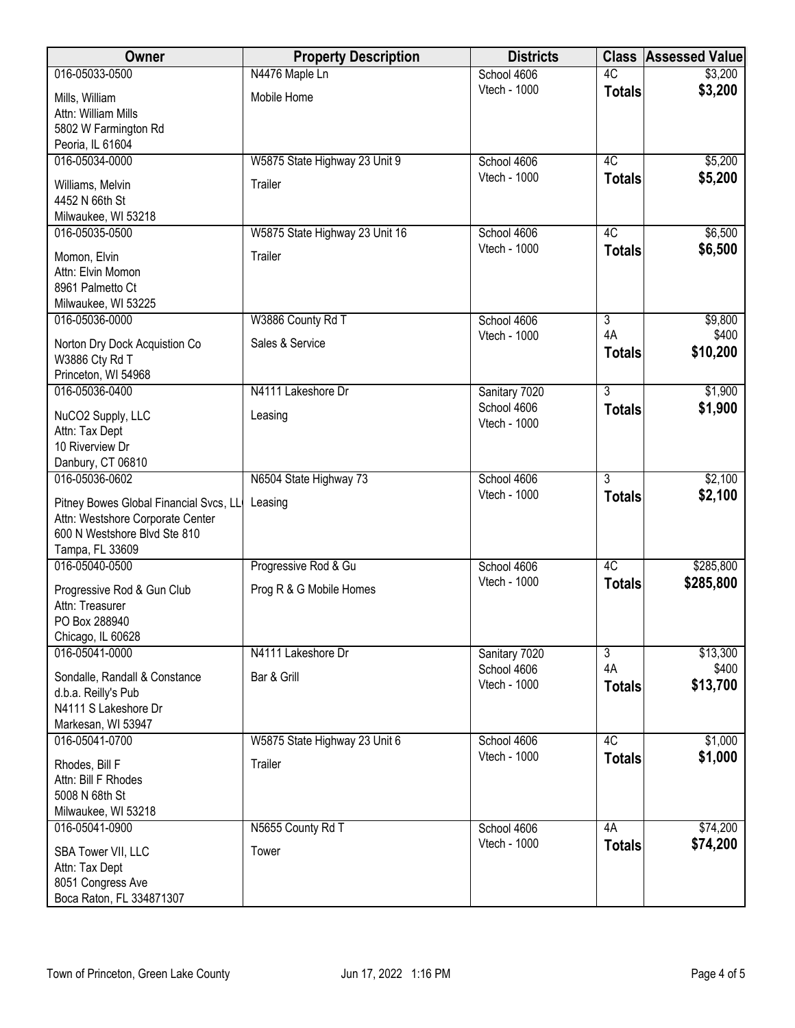| Owner | Property Description | Districts | Class | Assessed Value |
|---|---|---|---|---|
| 016-05033-0500<br>Mills, William<br>Attn: William Mills<br>5802 W Farmington Rd<br>Peoria, IL 61604 | N4476 Maple Ln<br>Mobile Home | School 4606<br>Vtech - 1000 | 4C<br>**Totals** | \$3,200<br>**\$3,200** |
| 016-05034-0000<br>Williams, Melvin<br>4452 N 66th St<br>Milwaukee, WI 53218 | W5875 State Highway 23 Unit 9<br>Trailer | School 4606<br>Vtech - 1000 | 4C<br>**Totals** | \$5,200<br>**\$5,200** |
| 016-05035-0500<br>Momon, Elvin<br>Attn: Elvin Momon<br>8961 Palmetto Ct<br>Milwaukee, WI 53225 | W5875 State Highway 23 Unit 16<br>Trailer | School 4606<br>Vtech - 1000 | 4C<br>**Totals** | \$6,500<br>**\$6,500** |
| 016-05036-0000<br>Norton Dry Dock Acquistion Co<br>W3886 Cty Rd T<br>Princeton, WI 54968 | W3886 County Rd T<br>Sales & Service | School 4606<br>Vtech - 1000 | 3<br>4A<br>**Totals** | \$9,800<br>\$400<br>**\$10,200** |
| 016-05036-0400<br>NuCO2 Supply, LLC<br>Attn: Tax Dept<br>10 Riverview Dr<br>Danbury, CT 06810 | N4111 Lakeshore Dr<br>Leasing | Sanitary 7020<br>School 4606<br>Vtech - 1000 | 3<br>**Totals** | \$1,900<br>**\$1,900** |
| 016-05036-0602<br>Pitney Bowes Global Financial Svcs, LL<br>Attn: Westshore Corporate Center<br>600 N Westshore Blvd Ste 810<br>Tampa, FL 33609 | N6504 State Highway 73<br>Leasing | School 4606<br>Vtech - 1000 | 3<br>**Totals** | \$2,100<br>**\$2,100** |
| 016-05040-0500<br>Progressive Rod & Gun Club<br>Attn: Treasurer<br>PO Box 288940<br>Chicago, IL 60628 | Progressive Rod & Gu<br>Prog R & G Mobile Homes | School 4606<br>Vtech - 1000 | 4C<br>**Totals** | \$285,800<br>**\$285,800** |
| 016-05041-0000<br>Sondalle, Randall & Constance<br>d.b.a. Reilly's Pub<br>N4111 S Lakeshore Dr<br>Markesan, WI 53947 | N4111 Lakeshore Dr<br>Bar & Grill | Sanitary 7020<br>School 4606<br>Vtech - 1000 | 3<br>4A<br>**Totals** | \$13,300<br>\$400<br>**\$13,700** |
| 016-05041-0700<br>Rhodes, Bill F<br>Attn: Bill F Rhodes<br>5008 N 68th St<br>Milwaukee, WI 53218 | W5875 State Highway 23 Unit 6<br>Trailer | School 4606<br>Vtech - 1000 | 4C<br>**Totals** | \$1,000<br>**\$1,000** |
| 016-05041-0900<br>SBA Tower VII, LLC<br>Attn: Tax Dept<br>8051 Congress Ave<br>Boca Raton, FL 334871307 | N5655 County Rd T<br>Tower | School 4606<br>Vtech - 1000 | 4A<br>**Totals** | \$74,200<br>**\$74,200** |

Town of Princeton, Green Lake County — Jun 17, 2022 1:16 PM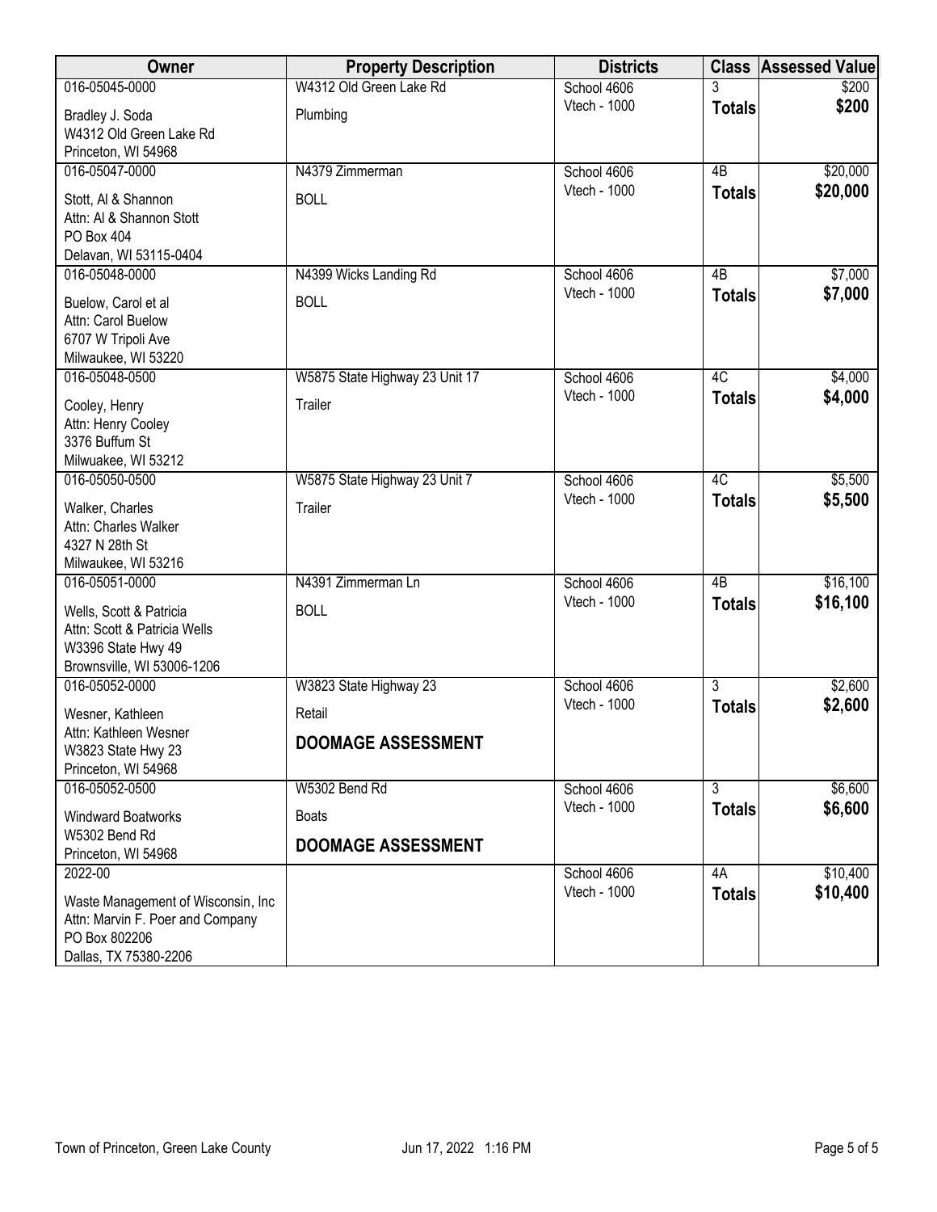| Owner | Property Description | Districts | Class | Assessed Value |
|---|---|---|---|---|
| 016-05045-0000<br>Bradley J. Soda<br>W4312 Old Green Lake Rd<br>Princeton, WI 54968 | W4312 Old Green Lake Rd<br>Plumbing | School 4606<br>Vtech - 1000 | 3<br>**Totals** | $200<br>**$200** |
| 016-05047-0000<br>Stott, Al & Shannon<br>Attn: Al & Shannon Stott<br>PO Box 404<br>Delavan, WI 53115-0404 | N4379 Zimmerman<br>BOLL | School 4606<br>Vtech - 1000 | 4B<br>**Totals** | $20,000<br>**$20,000** |
| 016-05048-0000<br>Buelow, Carol et al<br>Attn: Carol Buelow<br>6707 W Tripoli Ave<br>Milwaukee, WI 53220 | N4399 Wicks Landing Rd<br>BOLL | School 4606<br>Vtech - 1000 | 4B<br>**Totals** | $7,000<br>**$7,000** |
| 016-05048-0500<br>Cooley, Henry<br>Attn: Henry Cooley<br>3376 Buffum St<br>Milwuakee, WI 53212 | W5875 State Highway 23 Unit 17<br>Trailer | School 4606<br>Vtech - 1000 | 4C<br>**Totals** | $4,000<br>**$4,000** |
| 016-05050-0500<br>Walker, Charles<br>Attn: Charles Walker<br>4327 N 28th St<br>Milwaukee, WI 53216 | W5875 State Highway 23 Unit 7<br>Trailer | School 4606<br>Vtech - 1000 | 4C<br>**Totals** | $5,500<br>**$5,500** |
| 016-05051-0000<br>Wells, Scott & Patricia<br>Attn: Scott & Patricia Wells<br>W3396 State Hwy 49<br>Brownsville, WI 53006-1206 | N4391 Zimmerman Ln<br>BOLL | School 4606<br>Vtech - 1000 | 4B<br>**Totals** | $16,100<br>**$16,100** |
| 016-05052-0000<br>Wesner, Kathleen<br>Attn: Kathleen Wesner<br>W3823 State Hwy 23<br>Princeton, WI 54968 | W3823 State Highway 23<br>Retail<br>**DOOMAGE ASSESSMENT** | School 4606<br>Vtech - 1000 | 3<br>**Totals** | $2,600<br>**$2,600** |
| 016-05052-0500<br>Windward Boatworks<br>W5302 Bend Rd<br>Princeton, WI 54968 | W5302 Bend Rd<br>Boats<br>**DOOMAGE ASSESSMENT** | School 4606<br>Vtech - 1000 | 3<br>**Totals** | $6,600<br>**$6,600** |
| 2022-00<br>Waste Management of Wisconsin, Inc<br>Attn: Marvin F. Poer and Company<br>PO Box 802206<br>Dallas, TX 75380-2206 | | School 4606<br>Vtech - 1000 | 4A<br>**Totals** | $10,400<br>**$10,400** |